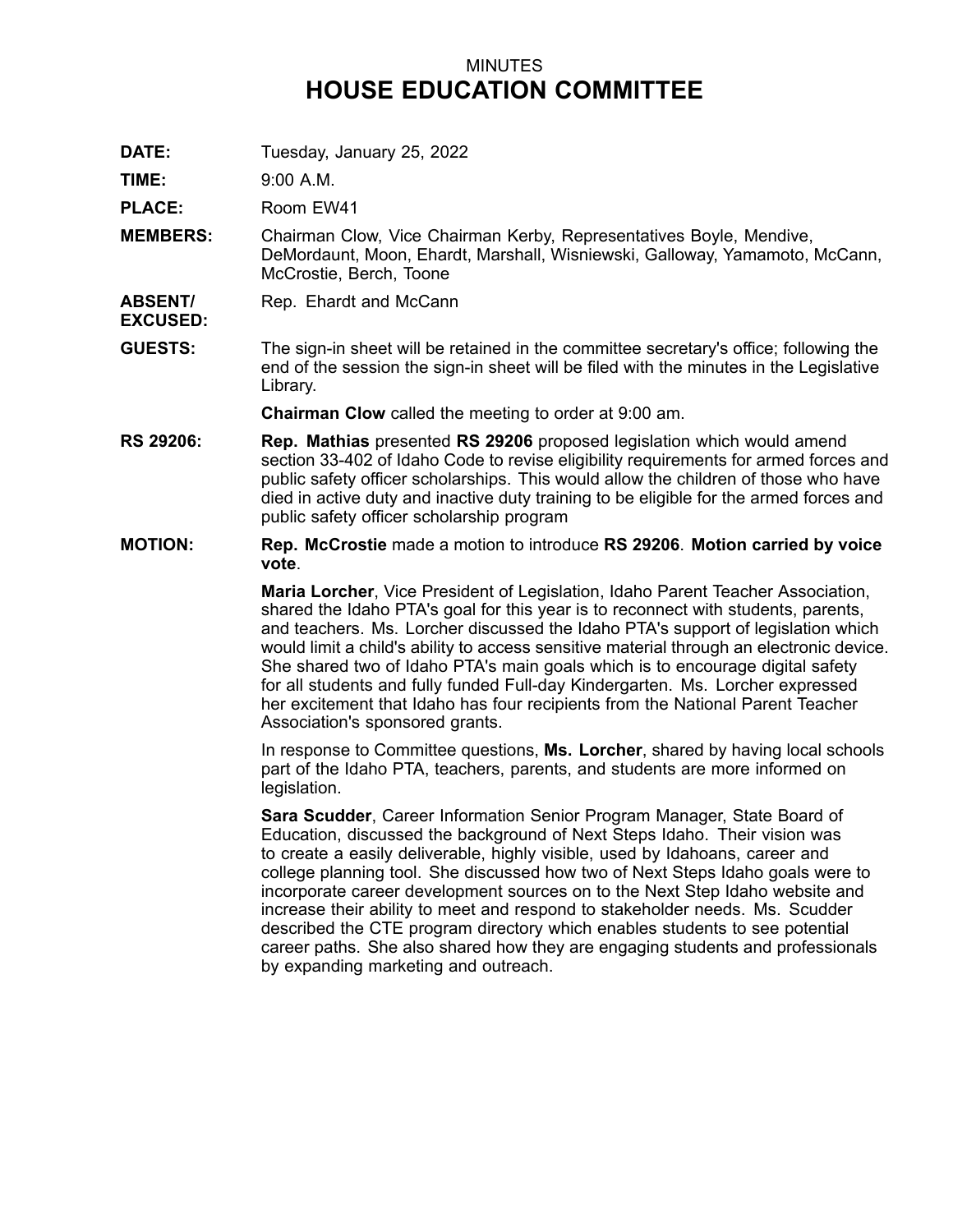MINUTES

# HOUSE EDUCATION COMMITTEE

**DATE:** Tuesday, January 25, 2022

**TIME:** 9:00 A.M.

**PLACE:** Room EW41

**MEMBERS:** Chairman Clow, Vice Chairman Kerby, Representatives Boyle, Mendive, DeMordaunt, Moon, Ehardt, Marshall, Wisniewski, Galloway, Yamamoto, McCann, McCrostie, Berch, Toone

**ABSENT/ EXCUSED:** Rep. Ehardt and McCann

**GUESTS:** The sign-in sheet will be retained in the committee secretary's office; following the end of the session the sign-in sheet will be filed with the minutes in the Legislative Library.

**Chairman Clow** called the meeting to order at 9:00 am.

**RS 29206:** **Rep. Mathias** presented **RS 29206** proposed legislation which would amend section 33-402 of Idaho Code to revise eligibility requirements for armed forces and public safety officer scholarships. This would allow the children of those who have died in active duty and inactive duty training to be eligible for the armed forces and public safety officer scholarship program

**MOTION:** **Rep. McCrostie** made a motion to introduce **RS 29206**. **Motion carried by voice vote**.

**Maria Lorcher**, Vice President of Legislation, Idaho Parent Teacher Association, shared the Idaho PTA's goal for this year is to reconnect with students, parents, and teachers. Ms. Lorcher discussed the Idaho PTA's support of legislation which would limit a child's ability to access sensitive material through an electronic device. She shared two of Idaho PTA's main goals which is to encourage digital safety for all students and fully funded Full-day Kindergarten. Ms. Lorcher expressed her excitement that Idaho has four recipients from the National Parent Teacher Association's sponsored grants.

In response to Committee questions, **Ms. Lorcher**, shared by having local schools part of the Idaho PTA, teachers, parents, and students are more informed on legislation.

**Sara Scudder**, Career Information Senior Program Manager, State Board of Education, discussed the background of Next Steps Idaho. Their vision was to create a easily deliverable, highly visible, used by Idahoans, career and college planning tool. She discussed how two of Next Steps Idaho goals were to incorporate career development sources on to the Next Step Idaho website and increase their ability to meet and respond to stakeholder needs. Ms. Scudder described the CTE program directory which enables students to see potential career paths. She also shared how they are engaging students and professionals by expanding marketing and outreach.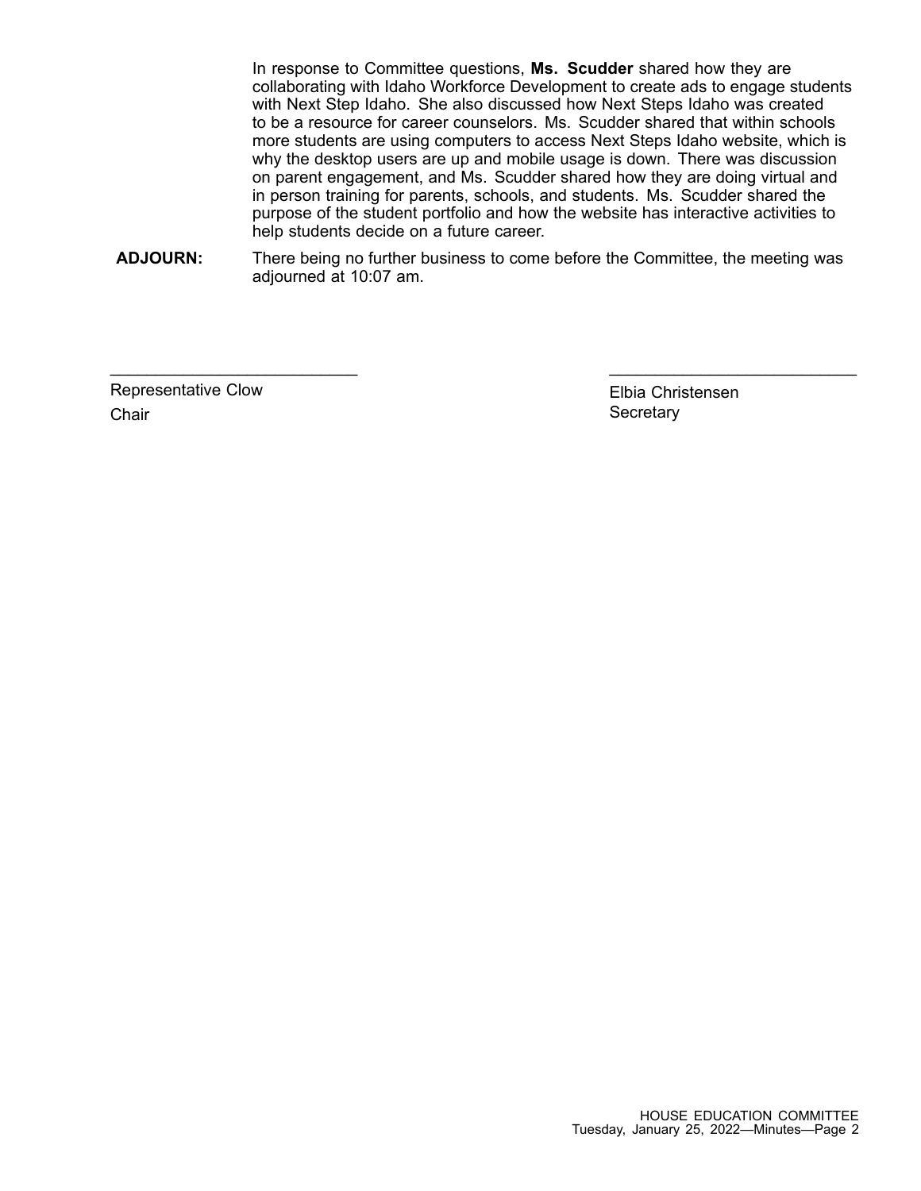In response to Committee questions, **Ms. Scudder** shared how they are collaborating with Idaho Workforce Development to create ads to engage students with Next Step Idaho. She also discussed how Next Steps Idaho was created to be a resource for career counselors. Ms. Scudder shared that within schools more students are using computers to access Next Steps Idaho website, which is why the desktop users are up and mobile usage is down. There was discussion on parent engagement, and Ms. Scudder shared how they are doing virtual and in person training for parents, schools, and students. Ms. Scudder shared the purpose of the student portfolio and how the website has interactive activities to help students decide on a future career.

**ADJOURN:** There being no further business to come before the Committee, the meeting was adjourned at 10:07 am.

___________________________

Representative Clow
Chair

___________________________

Elbia Christensen
Secretary